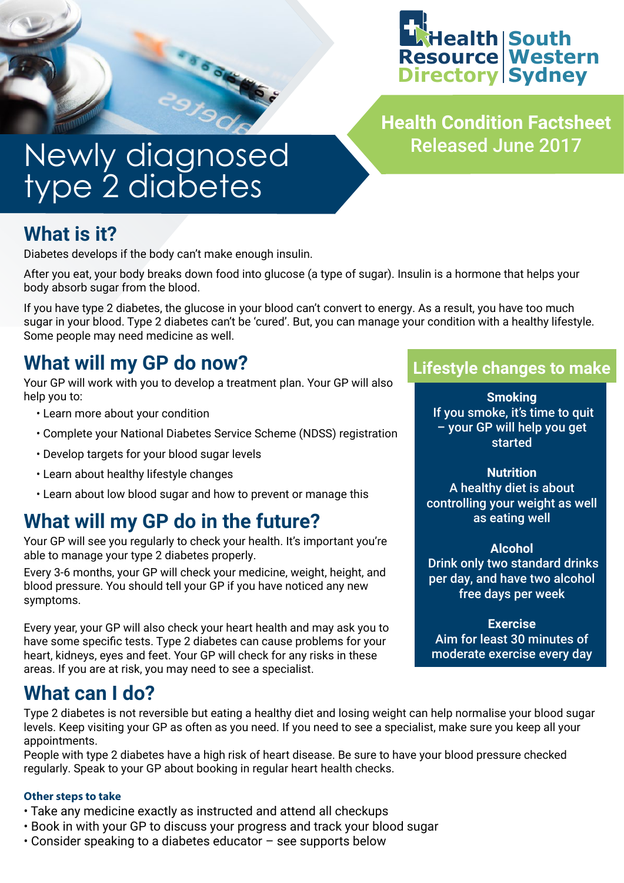Health Resource Directory | South Western Sydney

**Health Condition Factsheet**
**Released June 2017**

# Newly diagnosed type 2 diabetes

## What is it?

Diabetes develops if the body can't make enough insulin.

After you eat, your body breaks down food into glucose (a type of sugar). Insulin is a hormone that helps your body absorb sugar from the blood.

If you have type 2 diabetes, the glucose in your blood can't convert to energy. As a result, you have too much sugar in your blood. Type 2 diabetes can't be 'cured'. But, you can manage your condition with a healthy lifestyle. Some people may need medicine as well.

## What will my GP do now?

Your GP will work with you to develop a treatment plan. Your GP will also help you to:

- Learn more about your condition
- Complete your National Diabetes Service Scheme (NDSS) registration
- Develop targets for your blood sugar levels
- Learn about healthy lifestyle changes
- Learn about low blood sugar and how to prevent or manage this

## What will my GP do in the future?

Your GP will see you regularly to check your health. It's important you're able to manage your type 2 diabetes properly.

Every 3-6 months, your GP will check your medicine, weight, height, and blood pressure. You should tell your GP if you have noticed any new symptoms.

Every year, your GP will also check your heart health and may ask you to have some specific tests. Type 2 diabetes can cause problems for your heart, kidneys, eyes and feet. Your GP will check for any risks in these areas. If you are at risk, you may need to see a specialist.

## Lifestyle changes to make

**Smoking**
If you smoke, it's time to quit – your GP will help you get started

**Nutrition**
A healthy diet is about controlling your weight as well as eating well

**Alcohol**
Drink only two standard drinks per day, and have two alcohol free days per week

**Exercise**
Aim for least 30 minutes of moderate exercise every day

## What can I do?

Type 2 diabetes is not reversible but eating a healthy diet and losing weight can help normalise your blood sugar levels. Keep visiting your GP as often as you need. If you need to see a specialist, make sure you keep all your appointments.
People with type 2 diabetes have a high risk of heart disease. Be sure to have your blood pressure checked regularly. Speak to your GP about booking in regular heart health checks.

### Other steps to take

- Take any medicine exactly as instructed and attend all checkups
- Book in with your GP to discuss your progress and track your blood sugar
- Consider speaking to a diabetes educator – see supports below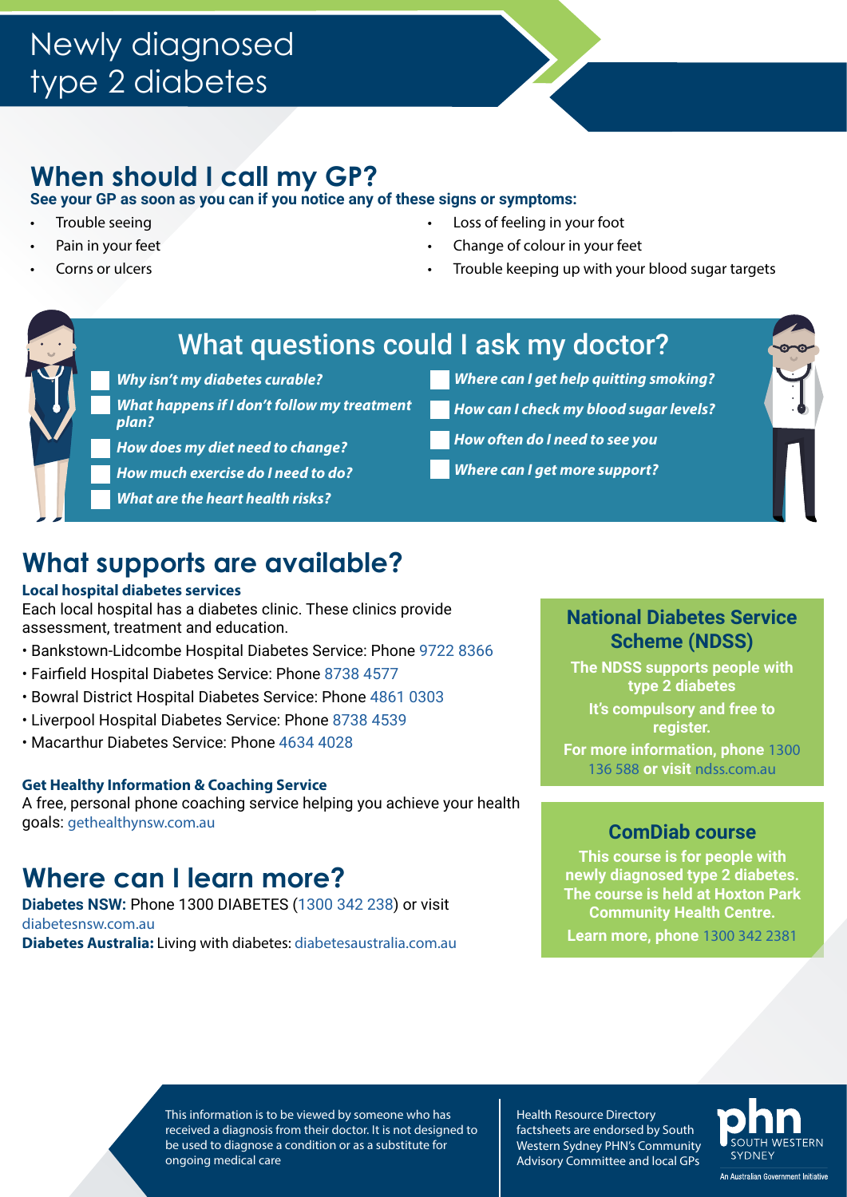# Newly diagnosed type 2 diabetes

## When should I call my GP?

**See your GP as soon as you can if you notice any of these signs or symptoms:**

- Trouble seeing
- Pain in your feet
- Corns or ulcers
- Loss of feeling in your foot
- Change of colour in your feet
- Trouble keeping up with your blood sugar targets

## What questions could I ask my doctor?

- ***Why isn't my diabetes curable?***
- ***What happens if I don't follow my treatment plan?***
- ***How does my diet need to change?***
- ***How much exercise do I need to do?***
- ***What are the heart health risks?***
- ***Where can I get help quitting smoking?***
- ***How can I check my blood sugar levels?***
- ***How often do I need to see you***
- ***Where can I get more support?***

## What supports are available?

**Local hospital diabetes services**

Each local hospital has a diabetes clinic. These clinics provide assessment, treatment and education.

- Bankstown-Lidcombe Hospital Diabetes Service: Phone 9722 8366
- Fairfield Hospital Diabetes Service: Phone 8738 4577
- Bowral District Hospital Diabetes Service: Phone 4861 0303
- Liverpool Hospital Diabetes Service: Phone 8738 4539
- Macarthur Diabetes Service: Phone 4634 4028

**Get Healthy Information & Coaching Service**

A free, personal phone coaching service helping you achieve your health goals: gethealthynsw.com.au

### National Diabetes Service Scheme (NDSS)

**The NDSS supports people with type 2 diabetes**

**It's compulsory and free to register.**

**For more information, phone** 1300 136 588 **or visit** ndss.com.au

### ComDiab course

**This course is for people with newly diagnosed type 2 diabetes. The course is held at Hoxton Park Community Health Centre.**

**Learn more, phone** 1300 342 2381

## Where can I learn more?

**Diabetes NSW:** Phone 1300 DIABETES (1300 342 238) or visit diabetesnsw.com.au

**Diabetes Australia:** Living with diabetes: diabetesaustralia.com.au

This information is to be viewed by someone who has received a diagnosis from their doctor. It is not designed to be used to diagnose a condition or as a substitute for ongoing medical care

Health Resource Directory factsheets are endorsed by South Western Sydney PHN's Community Advisory Committee and local GPs

phn SOUTH WESTERN SYDNEY

An Australian Government Initiative